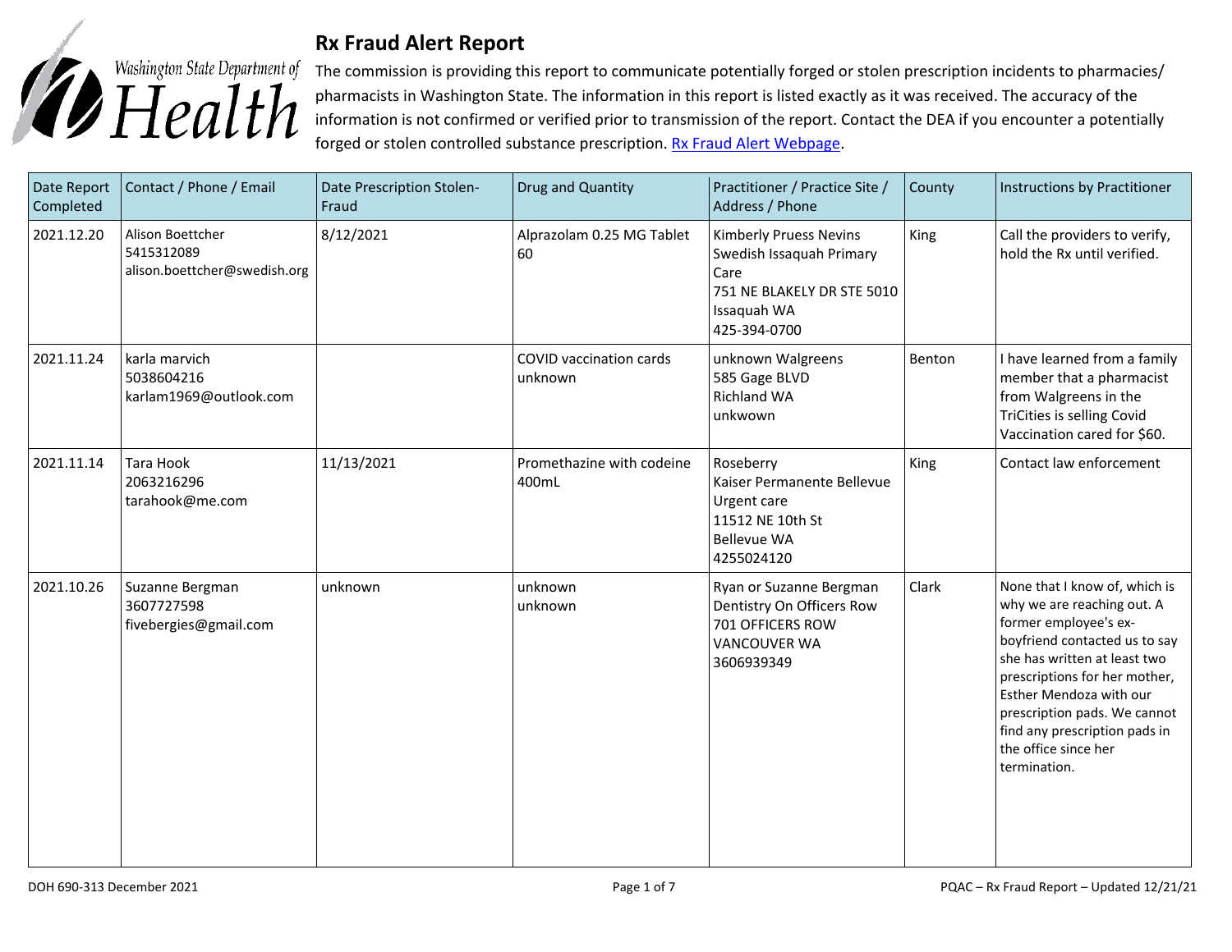Washington State Department of Health

# Rx Fraud Alert Report

The commission is providing this report to communicate potentially forged or stolen prescription incidents to pharmacies/ pharmacists in Washington State. The information in this report is listed exactly as it was received. The accuracy of the information is not confirmed or verified prior to transmission of the report. Contact the DEA if you encounter a potentially forged or stolen controlled substance prescription. [Rx Fraud Alert Webpage](Rx Fraud Alert Webpage).

| Date Report Completed | Contact / Phone / Email | Date Prescription Stolen-Fraud | Drug and Quantity | Practitioner / Practice Site / Address / Phone | County | Instructions by Practitioner |
|---|---|---|---|---|---|---|
| 2021.12.20 | Alison Boettcher<br>5415312089<br>alison.boettcher@swedish.org | 8/12/2021 | Alprazolam 0.25 MG Tablet<br>60 | Kimberly Pruess Nevins<br>Swedish Issaquah Primary Care<br>751 NE BLAKELY DR STE 5010<br>Issaquah WA<br>425-394-0700 | King | Call the providers to verify, hold the Rx until verified. |
| 2021.11.24 | karla marvich<br>5038604216<br>karlam1969@outlook.com | | COVID vaccination cards<br>unknown | unknown Walgreens<br>585 Gage BLVD<br>Richland WA<br>unkwown | Benton | I have learned from a family member that a pharmacist from Walgreens in the TriCities is selling Covid Vaccination cared for $60. |
| 2021.11.14 | Tara Hook<br>2063216296<br>tarahook@me.com | 11/13/2021 | Promethazine with codeine<br>400mL | Roseberry<br>Kaiser Permanente Bellevue Urgent care<br>11512 NE 10th St<br>Bellevue WA<br>4255024120 | King | Contact law enforcement |
| 2021.10.26 | Suzanne Bergman<br>3607727598<br>fivebergies@gmail.com | unknown | unknown<br>unknown | Ryan or Suzanne Bergman<br>Dentistry On Officers Row<br>701 OFFICERS ROW<br>VANCOUVER WA<br>3606939349 | Clark | None that I know of, which is why we are reaching out. A former employee's ex-boyfriend contacted us to say she has written at least two prescriptions for her mother, Esther Mendoza with our prescription pads. We cannot find any prescription pads in the office since her termination. |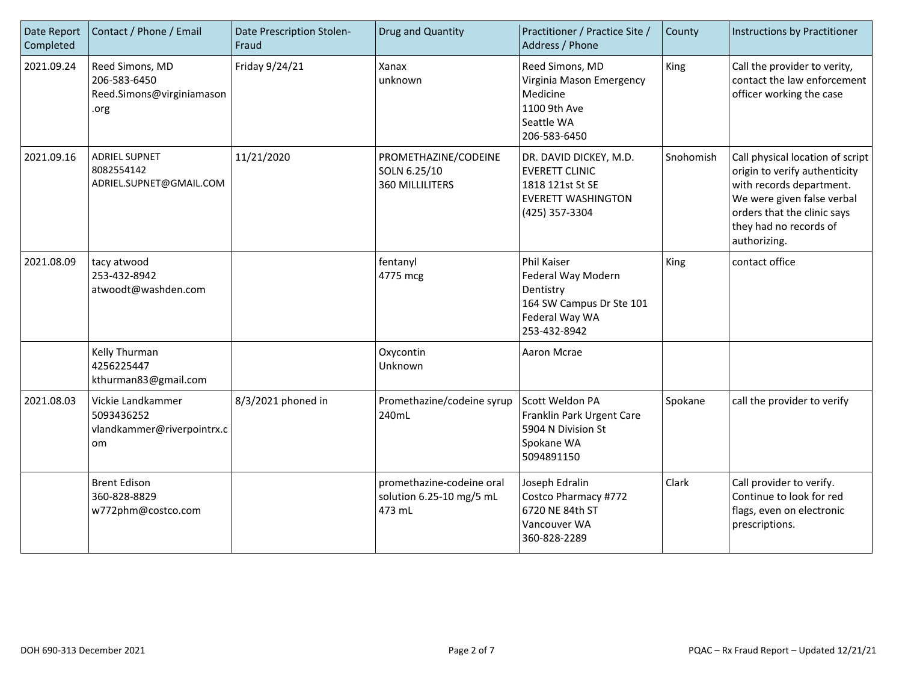| Date Report Completed | Contact / Phone / Email | Date Prescription Stolen-Fraud | Drug and Quantity | Practitioner / Practice Site / Address / Phone | County | Instructions by Practitioner |
|---|---|---|---|---|---|---|
| 2021.09.24 | Reed Simons, MD<br>206-583-6450<br>Reed.Simons@virginiamason.org | Friday 9/24/21 | Xanax<br>unknown | Reed Simons, MD<br>Virginia Mason Emergency Medicine<br>1100 9th Ave<br>Seattle WA<br>206-583-6450 | King | Call the provider to verity, contact the law enforcement officer working the case |
| 2021.09.16 | ADRIEL SUPNET<br>8082554142<br>ADRIEL.SUPNET@GMAIL.COM | 11/21/2020 | PROMETHAZINE/CODEINE SOLN 6.25/10<br>360 MILLILITERS | DR. DAVID DICKEY, M.D.<br>EVERETT CLINIC<br>1818 121st St SE<br>EVERETT WASHINGTON<br>(425) 357-3304 | Snohomish | Call physical location of script origin to verify authenticity with records department. We were given false verbal orders that the clinic says they had no records of authorizing. |
| 2021.08.09 | tacy atwood<br>253-432-8942<br>atwoodt@washden.com | | fentanyl<br>4775 mcg | Phil Kaiser<br>Federal Way Modern Dentistry<br>164 SW Campus Dr Ste 101<br>Federal Way WA<br>253-432-8942 | King | contact office |
| | Kelly Thurman<br>4256225447<br>kthurman83@gmail.com | | Oxycontin<br>Unknown | Aaron Mcrae | | |
| 2021.08.03 | Vickie Landkammer<br>5093436252<br>vlandkammer@riverpointrx.com | 8/3/2021 phoned in | Promethazine/codeine syrup<br>240mL | Scott Weldon PA<br>Franklin Park Urgent Care<br>5904 N Division St<br>Spokane WA<br>5094891150 | Spokane | call the provider to verify |
| | Brent Edison<br>360-828-8829<br>w772phm@costco.com | | promethazine-codeine oral solution 6.25-10 mg/5 mL<br>473 mL | Joseph Edralin<br>Costco Pharmacy #772<br>6720 NE 84th ST<br>Vancouver WA<br>360-828-2289 | Clark | Call provider to verify. Continue to look for red flags, even on electronic prescriptions. |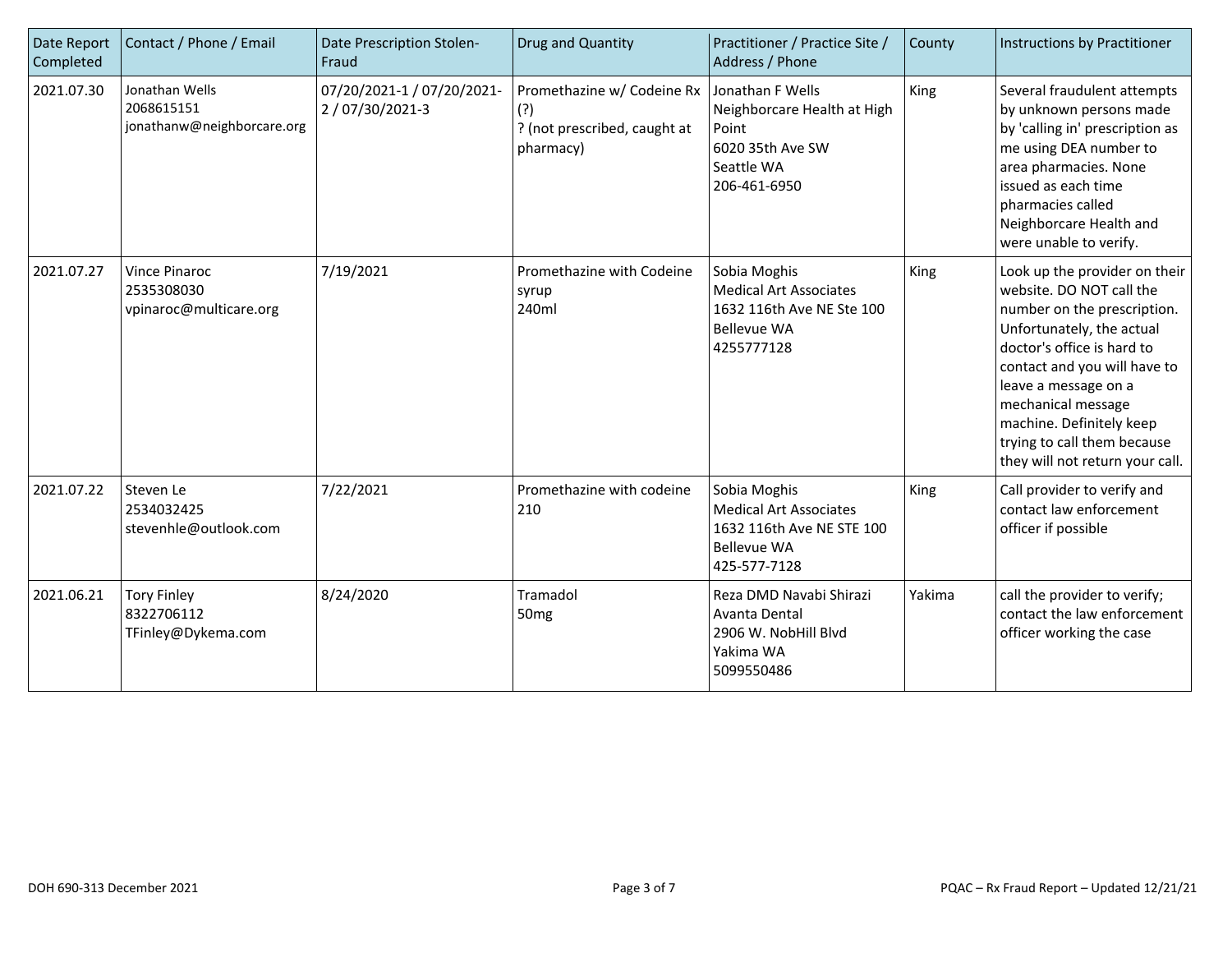| Date Report Completed | Contact / Phone / Email | Date Prescription Stolen-Fraud | Drug and Quantity | Practitioner / Practice Site / Address / Phone | County | Instructions by Practitioner |
|---|---|---|---|---|---|---|
| 2021.07.30 | Jonathan Wells<br>2068615151<br>jonathanw@neighborcare.org | 07/20/2021-1 / 07/20/2021-2 / 07/30/2021-3 | Promethazine w/ Codeine Rx (?)<br>? (not prescribed, caught at pharmacy) | Jonathan F Wells<br>Neighborcare Health at High Point<br>6020 35th Ave SW<br>Seattle WA<br>206-461-6950 | King | Several fraudulent attempts by unknown persons made by 'calling in' prescription as me using DEA number to area pharmacies. None issued as each time pharmacies called Neighborcare Health and were unable to verify. |
| 2021.07.27 | Vince Pinaroc<br>2535308030<br>vpinaroc@multicare.org | 7/19/2021 | Promethazine with Codeine syrup<br>240ml | Sobia Moghis<br>Medical Art Associates<br>1632 116th Ave NE Ste 100<br>Bellevue WA<br>4255777128 | King | Look up the provider on their website. DO NOT call the number on the prescription. Unfortunately, the actual doctor's office is hard to contact and you will have to leave a message on a mechanical message machine. Definitely keep trying to call them because they will not return your call. |
| 2021.07.22 | Steven Le<br>2534032425<br>stevenhle@outlook.com | 7/22/2021 | Promethazine with codeine<br>210 | Sobia Moghis<br>Medical Art Associates<br>1632 116th Ave NE STE 100<br>Bellevue WA<br>425-577-7128 | King | Call provider to verify and contact law enforcement officer if possible |
| 2021.06.21 | Tory Finley<br>8322706112<br>TFinley@Dykema.com | 8/24/2020 | Tramadol<br>50mg | Reza DMD Navabi Shirazi<br>Avanta Dental<br>2906 W. NobHill Blvd<br>Yakima WA<br>5099550486 | Yakima | call the provider to verify; contact the law enforcement officer working the case |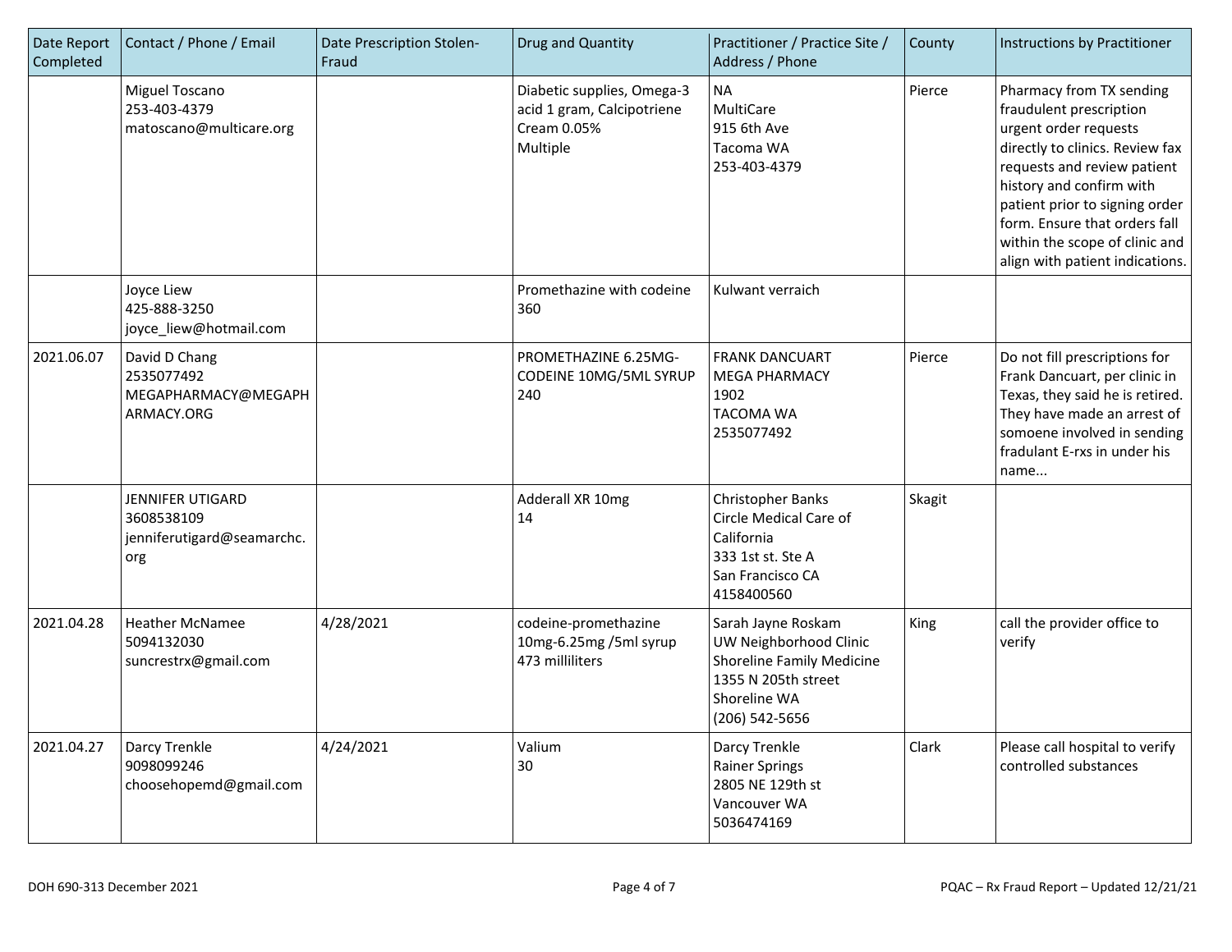| Date Report Completed | Contact / Phone / Email | Date Prescription Stolen-Fraud | Drug and Quantity | Practitioner / Practice Site / Address / Phone | County | Instructions by Practitioner |
|---|---|---|---|---|---|---|
| | Miguel Toscano<br>253-403-4379<br>matoscano@multicare.org | | Diabetic supplies, Omega-3 acid 1 gram, Calcipotriene Cream 0.05%<br>Multiple | NA<br>MultiCare<br>915 6th Ave<br>Tacoma WA<br>253-403-4379 | Pierce | Pharmacy from TX sending fraudulent prescription urgent order requests directly to clinics. Review fax requests and review patient history and confirm with patient prior to signing order form. Ensure that orders fall within the scope of clinic and align with patient indications. |
| | Joyce Liew<br>425-888-3250<br>joyce_liew@hotmail.com | | Promethazine with codeine<br>360 | Kulwant verraich | | |
| 2021.06.07 | David D Chang<br>2535077492<br>MEGAPHARMACY@MEGAPHARMACY.ORG | | PROMETHAZINE 6.25MG-CODEINE 10MG/5ML SYRUP<br>240 | FRANK DANCUART<br>MEGA PHARMACY<br>1902<br>TACOMA WA<br>2535077492 | Pierce | Do not fill prescriptions for Frank Dancuart, per clinic in Texas, they said he is retired. They have made an arrest of somoene involved in sending fradulant E-rxs in under his name... |
| | JENNIFER UTIGARD<br>3608538109<br>jenniferutigard@seamarchc.org | | Adderall XR 10mg<br>14 | Christopher Banks<br>Circle Medical Care of California<br>333 1st st. Ste A<br>San Francisco CA<br>4158400560 | Skagit | |
| 2021.04.28 | Heather McNamee<br>5094132030<br>suncrestrx@gmail.com | 4/28/2021 | codeine-promethazine 10mg-6.25mg /5ml syrup<br>473 milliliters | Sarah Jayne Roskam<br>UW Neighborhood Clinic Shoreline Family Medicine<br>1355 N 205th street<br>Shoreline WA<br>(206) 542-5656 | King | call the provider office to verify |
| 2021.04.27 | Darcy Trenkle<br>9098099246<br>choosehopemd@gmail.com | 4/24/2021 | Valium<br>30 | Darcy Trenkle<br>Rainer Springs<br>2805 NE 129th st<br>Vancouver WA<br>5036474169 | Clark | Please call hospital to verify controlled substances |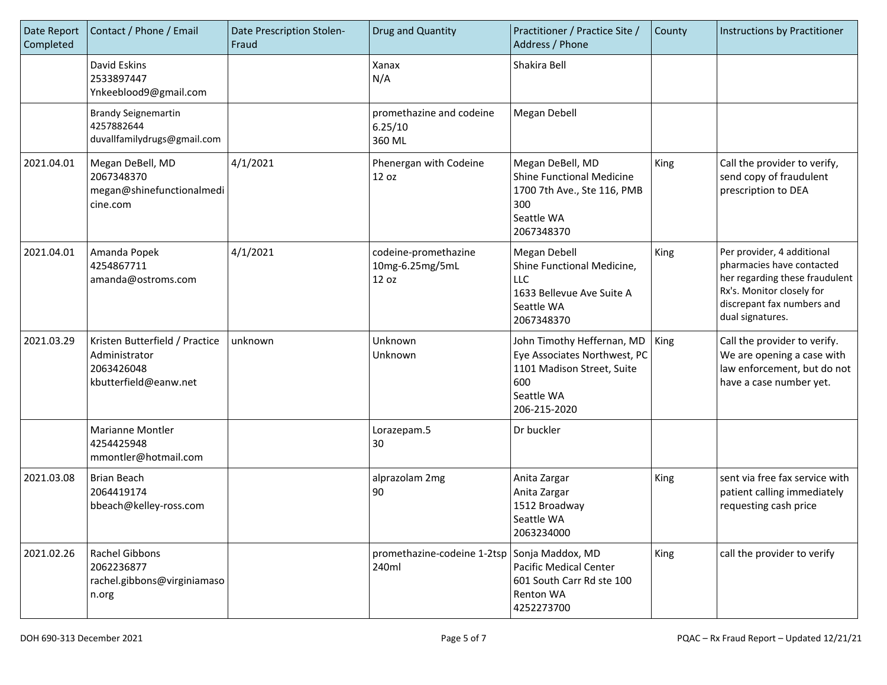| Date Report Completed | Contact / Phone / Email | Date Prescription Stolen-Fraud | Drug and Quantity | Practitioner / Practice Site / Address / Phone | County | Instructions by Practitioner |
|---|---|---|---|---|---|---|
| | David Eskins<br>2533897447<br>Ynkeeblood9@gmail.com | | Xanax<br>N/A | Shakira Bell | | |
| | Brandy Seignemartin<br>4257882644<br>duvallfamilydrugs@gmail.com | | promethazine and codeine<br>6.25/10<br>360 ML | Megan Debell | | |
| 2021.04.01 | Megan DeBell, MD<br>2067348370<br>megan@shinefunctionalmedicine.com | 4/1/2021 | Phenergan with Codeine<br>12 oz | Megan DeBell, MD<br>Shine Functional Medicine<br>1700 7th Ave., Ste 116, PMB 300<br>Seattle WA<br>2067348370 | King | Call the provider to verify, send copy of fraudulent prescription to DEA |
| 2021.04.01 | Amanda Popek<br>4254867711<br>amanda@ostroms.com | 4/1/2021 | codeine-promethazine<br>10mg-6.25mg/5mL<br>12 oz | Megan Debell<br>Shine Functional Medicine, LLC<br>1633 Bellevue Ave Suite A<br>Seattle WA<br>2067348370 | King | Per provider, 4 additional pharmacies have contacted her regarding these fraudulent Rx's. Monitor closely for discrepant fax numbers and dual signatures. |
| 2021.03.29 | Kristen Butterfield / Practice Administrator<br>2063426048<br>kbutterfield@eanw.net | unknown | Unknown<br>Unknown | John Timothy Heffernan, MD<br>Eye Associates Northwest, PC<br>1101 Madison Street, Suite 600<br>Seattle WA<br>206-215-2020 | King | Call the provider to verify. We are opening a case with law enforcement, but do not have a case number yet. |
| | Marianne Montler<br>4254425948<br>mmontler@hotmail.com | | Lorazepam.5<br>30 | Dr buckler | | |
| 2021.03.08 | Brian Beach<br>2064419174<br>bbeach@kelley-ross.com | | alprazolam 2mg<br>90 | Anita Zargar<br>Anita Zargar<br>1512 Broadway<br>Seattle WA<br>2063234000 | King | sent via free fax service with patient calling immediately requesting cash price |
| 2021.02.26 | Rachel Gibbons<br>2062236877<br>rachel.gibbons@virginiamason.org | | promethazine-codeine 1-2tsp<br>240ml | Sonja Maddox, MD<br>Pacific Medical Center<br>601 South Carr Rd ste 100<br>Renton WA<br>4252273700 | King | call the provider to verify |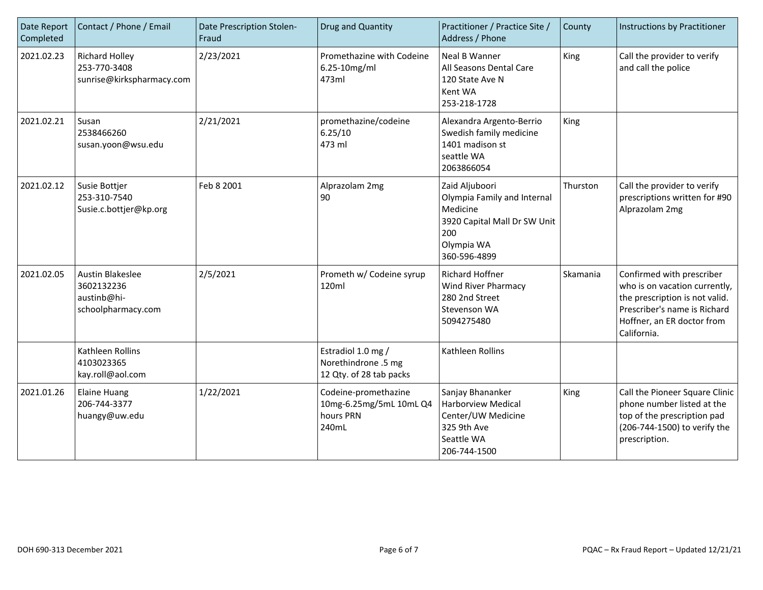| Date Report Completed | Contact / Phone / Email | Date Prescription Stolen-Fraud | Drug and Quantity | Practitioner / Practice Site / Address / Phone | County | Instructions by Practitioner |
|---|---|---|---|---|---|---|
| 2021.02.23 | Richard Holley<br>253-770-3408<br>sunrise@kirkspharmacy.com | 2/23/2021 | Promethazine with Codeine 6.25-10mg/ml<br>473ml | Neal B Wanner<br>All Seasons Dental Care<br>120 State Ave N<br>Kent WA<br>253-218-1728 | King | Call the provider to verify and call the police |
| 2021.02.21 | Susan<br>2538466260<br>susan.yoon@wsu.edu | 2/21/2021 | promethazine/codeine<br>6.25/10<br>473 ml | Alexandra Argento-Berrio<br>Swedish family medicine<br>1401 madison st<br>seattle WA<br>2063866054 | King | |
| 2021.02.12 | Susie Bottjer<br>253-310-7540<br>Susie.c.bottjer@kp.org | Feb 8 2001 | Alprazolam 2mg<br>90 | Zaid Aljuboori<br>Olympia Family and Internal Medicine<br>3920 Capital Mall Dr SW Unit 200<br>Olympia WA<br>360-596-4899 | Thurston | Call the provider to verify prescriptions written for #90 Alprazolam 2mg |
| 2021.02.05 | Austin Blakeslee<br>3602132236<br>austinb@hi-schoolpharmacy.com | 2/5/2021 | Prometh w/ Codeine syrup<br>120ml | Richard Hoffner<br>Wind River Pharmacy<br>280 2nd Street<br>Stevenson WA<br>5094275480 | Skamania | Confirmed with prescriber who is on vacation currently, the prescription is not valid. Prescriber's name is Richard Hoffner, an ER doctor from California. |
| | Kathleen Rollins<br>4103023365<br>kay.roll@aol.com | | Estradiol 1.0 mg / Norethindrone .5 mg<br>12 Qty. of 28 tab packs | Kathleen Rollins | | |
| 2021.01.26 | Elaine Huang<br>206-744-3377<br>huangy@uw.edu | 1/22/2021 | Codeine-promethazine 10mg-6.25mg/5mL 10mL Q4 hours PRN<br>240mL | Sanjay Bhananker<br>Harborview Medical Center/UW Medicine<br>325 9th Ave<br>Seattle WA<br>206-744-1500 | King | Call the Pioneer Square Clinic phone number listed at the top of the prescription pad (206-744-1500) to verify the prescription. |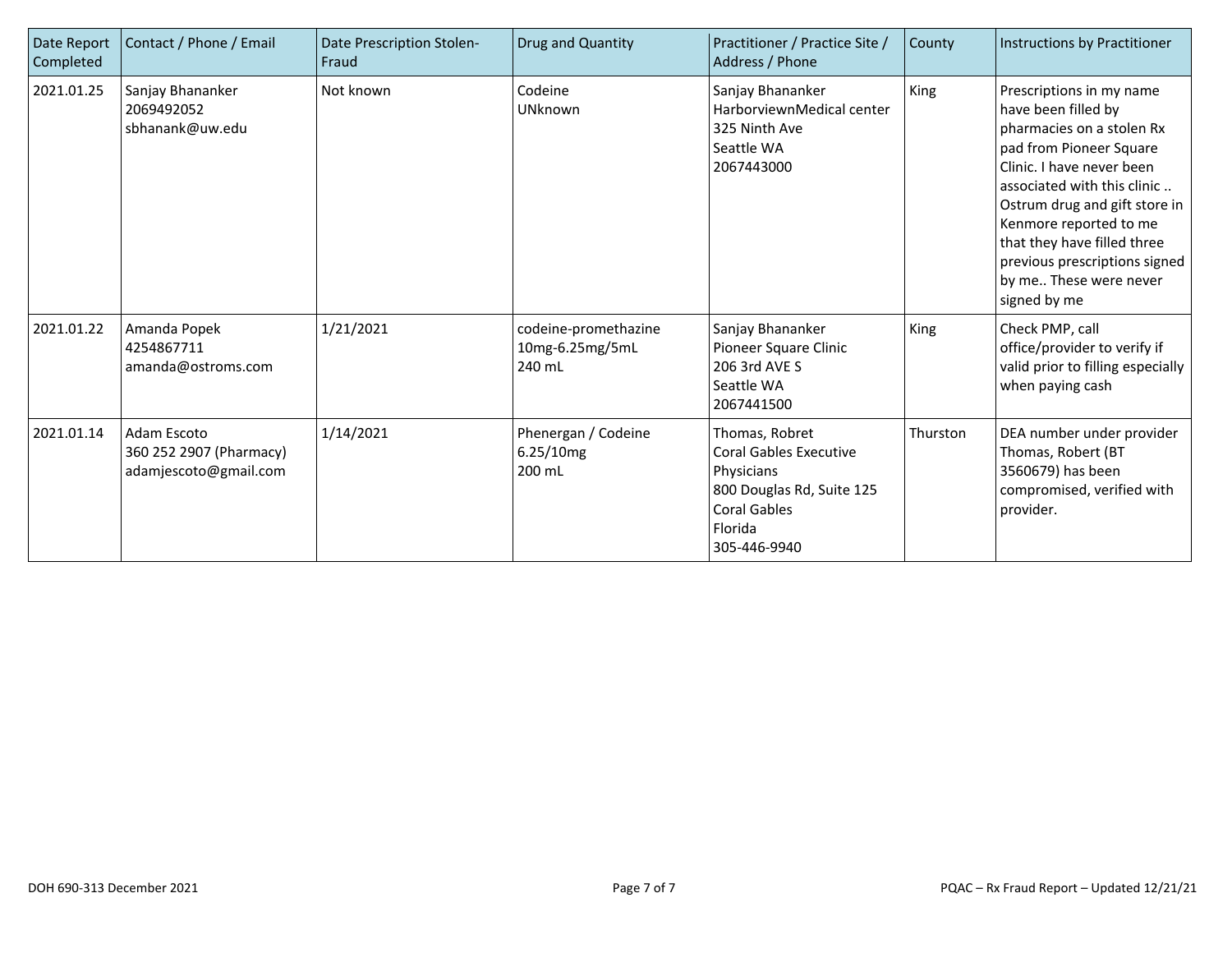| Date Report Completed | Contact / Phone / Email | Date Prescription Stolen-Fraud | Drug and Quantity | Practitioner / Practice Site / Address / Phone | County | Instructions by Practitioner |
|---|---|---|---|---|---|---|
| 2021.01.25 | Sanjay Bhananker<br>2069492052<br>sbhanank@uw.edu | Not known | Codeine<br>UNknown | Sanjay Bhananker<br>HarborviewMedical center<br>325 Ninth Ave<br>Seattle WA<br>2067443000 | King | Prescriptions in my name have been filled by pharmacies on a stolen Rx pad from Pioneer Square Clinic. I have never been associated with this clinic .. Ostrum drug and gift store in Kenmore reported to me that they have filled three previous prescriptions signed by me.. These were never signed by me |
| 2021.01.22 | Amanda Popek<br>4254867711<br>amanda@ostroms.com | 1/21/2021 | codeine-promethazine<br>10mg-6.25mg/5mL<br>240 mL | Sanjay Bhananker<br>Pioneer Square Clinic<br>206 3rd AVE S<br>Seattle WA<br>2067441500 | King | Check PMP, call office/provider to verify if valid prior to filling especially when paying cash |
| 2021.01.14 | Adam Escoto<br>360 252 2907 (Pharmacy)<br>adamjescoto@gmail.com | 1/14/2021 | Phenergan / Codeine<br>6.25/10mg<br>200 mL | Thomas, Robret<br>Coral Gables Executive Physicians<br>800 Douglas Rd, Suite 125<br>Coral Gables<br>Florida<br>305-446-9940 | Thurston | DEA number under provider Thomas, Robert (BT 3560679) has been compromised, verified with provider. |